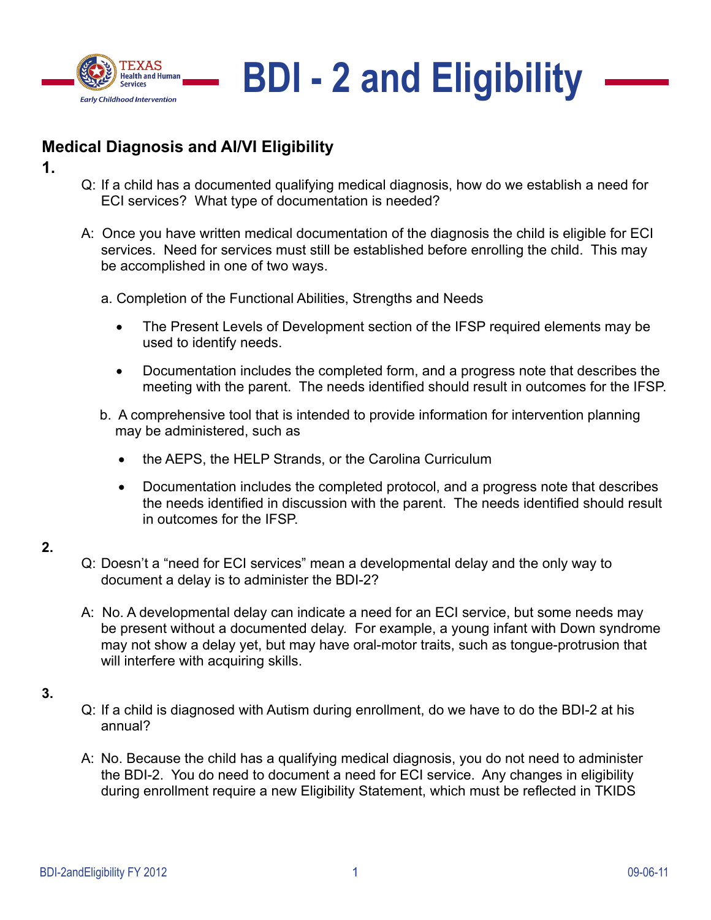# BDI - 2 and Eligibility

## Medical Diagnosis and AI/VI Eligibility

**1.**

Q: If a child has a documented qualifying medical diagnosis, how do we establish a need for ECI services? What type of documentation is needed?

A: Once you have written medical documentation of the diagnosis the child is eligible for ECI services. Need for services must still be established before enrolling the child. This may be accomplished in one of two ways.

a. Completion of the Functional Abilities, Strengths and Needs

- The Present Levels of Development section of the IFSP required elements may be used to identify needs.
- Documentation includes the completed form, and a progress note that describes the meeting with the parent. The needs identified should result in outcomes for the IFSP.

b. A comprehensive tool that is intended to provide information for intervention planning may be administered, such as

- the AEPS, the HELP Strands, or the Carolina Curriculum
- Documentation includes the completed protocol, and a progress note that describes the needs identified in discussion with the parent. The needs identified should result in outcomes for the IFSP.

**2.**

Q: Doesn't a "need for ECI services" mean a developmental delay and the only way to document a delay is to administer the BDI-2?

A: No. A developmental delay can indicate a need for an ECI service, but some needs may be present without a documented delay. For example, a young infant with Down syndrome may not show a delay yet, but may have oral-motor traits, such as tongue-protrusion that will interfere with acquiring skills.

**3.**

Q: If a child is diagnosed with Autism during enrollment, do we have to do the BDI-2 at his annual?

A: No. Because the child has a qualifying medical diagnosis, you do not need to administer the BDI-2. You do need to document a need for ECI service. Any changes in eligibility during enrollment require a new Eligibility Statement, which must be reflected in TKIDS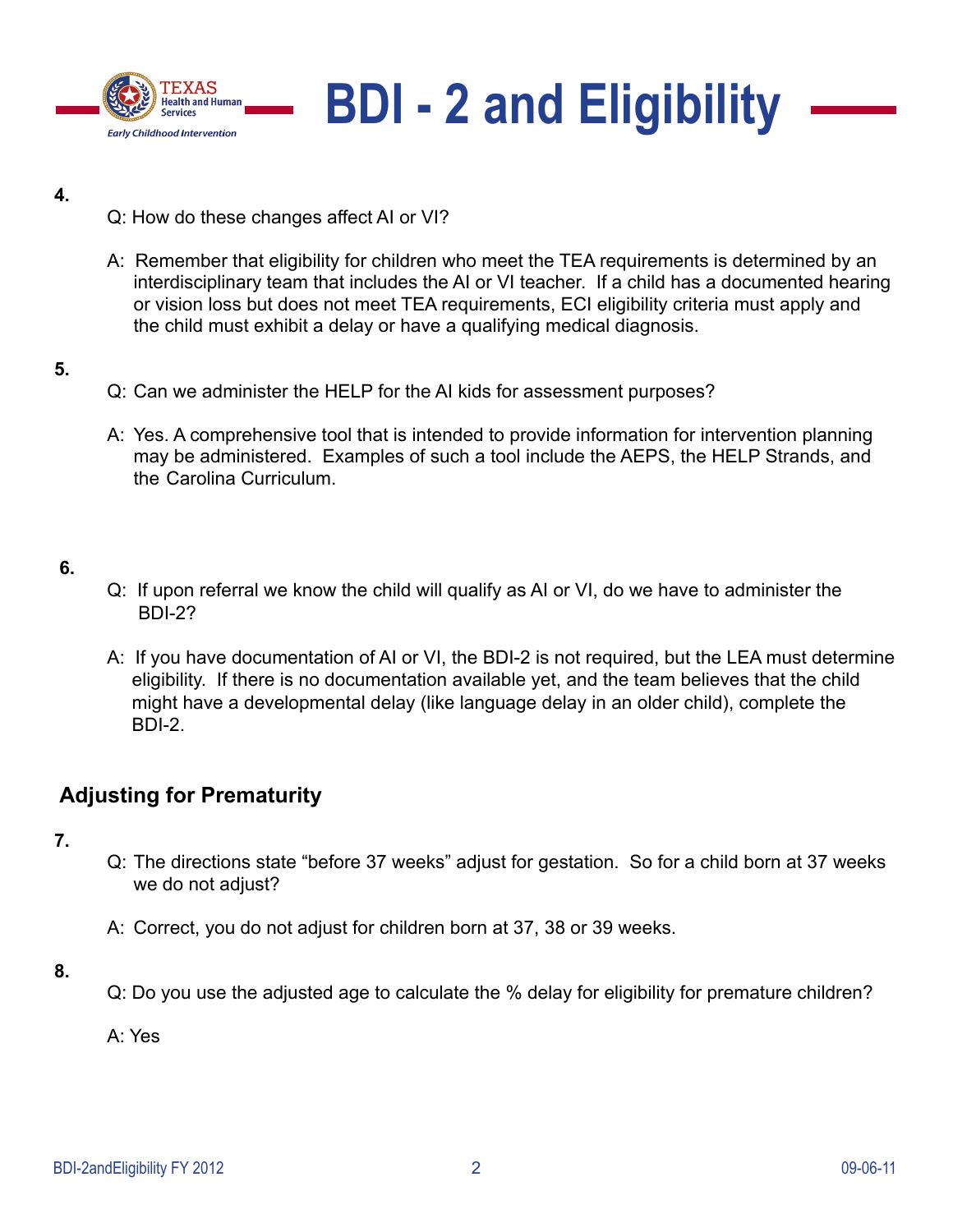4.

Q: How do these changes affect AI or VI?

A: Remember that eligibility for children who meet the TEA requirements is determined by an interdisciplinary team that includes the AI or VI teacher. If a child has a documented hearing or vision loss but does not meet TEA requirements, ECI eligibility criteria must apply and the child must exhibit a delay or have a qualifying medical diagnosis.

5.

Q: Can we administer the HELP for the AI kids for assessment purposes?

A: Yes. A comprehensive tool that is intended to provide information for intervention planning may be administered. Examples of such a tool include the AEPS, the HELP Strands, and the Carolina Curriculum.

6.

Q: If upon referral we know the child will qualify as AI or VI, do we have to administer the BDI-2?

A: If you have documentation of AI or VI, the BDI-2 is not required, but the LEA must determine eligibility. If there is no documentation available yet, and the team believes that the child might have a developmental delay (like language delay in an older child), complete the BDI-2.

## Adjusting for Prematurity

7.

Q: The directions state "before 37 weeks" adjust for gestation. So for a child born at 37 weeks we do not adjust?

A: Correct, you do not adjust for children born at 37, 38 or 39 weeks.

8.

Q: Do you use the adjusted age to calculate the % delay for eligibility for premature children?

A: Yes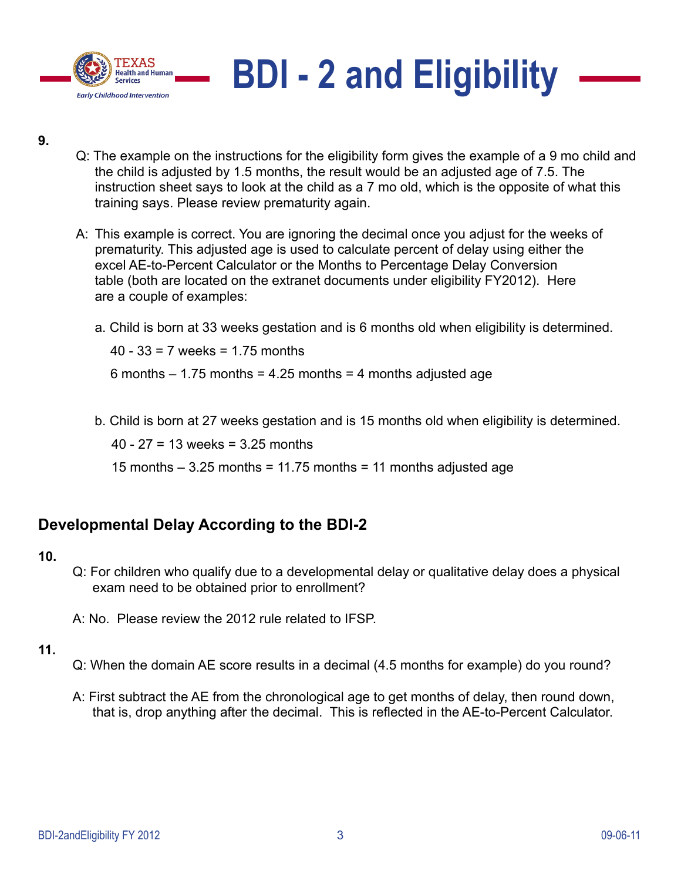**9.**

Q: The example on the instructions for the eligibility form gives the example of a 9 mo child and the child is adjusted by 1.5 months, the result would be an adjusted age of 7.5. The instruction sheet says to look at the child as a 7 mo old, which is the opposite of what this training says. Please review prematurity again.

A: This example is correct. You are ignoring the decimal once you adjust for the weeks of prematurity. This adjusted age is used to calculate percent of delay using either the excel AE-to-Percent Calculator or the Months to Percentage Delay Conversion table (both are located on the extranet documents under eligibility FY2012). Here are a couple of examples:

a. Child is born at 33 weeks gestation and is 6 months old when eligibility is determined.

40 - 33 = 7 weeks = 1.75 months

6 months – 1.75 months = 4.25 months = 4 months adjusted age

b. Child is born at 27 weeks gestation and is 15 months old when eligibility is determined.

40 - 27 = 13 weeks = 3.25 months

15 months – 3.25 months = 11.75 months = 11 months adjusted age

## Developmental Delay According to the BDI-2

**10.**

Q: For children who qualify due to a developmental delay or qualitative delay does a physical exam need to be obtained prior to enrollment?

A: No. Please review the 2012 rule related to IFSP.

**11.**

Q: When the domain AE score results in a decimal (4.5 months for example) do you round?

A: First subtract the AE from the chronological age to get months of delay, then round down, that is, drop anything after the decimal. This is reflected in the AE-to-Percent Calculator.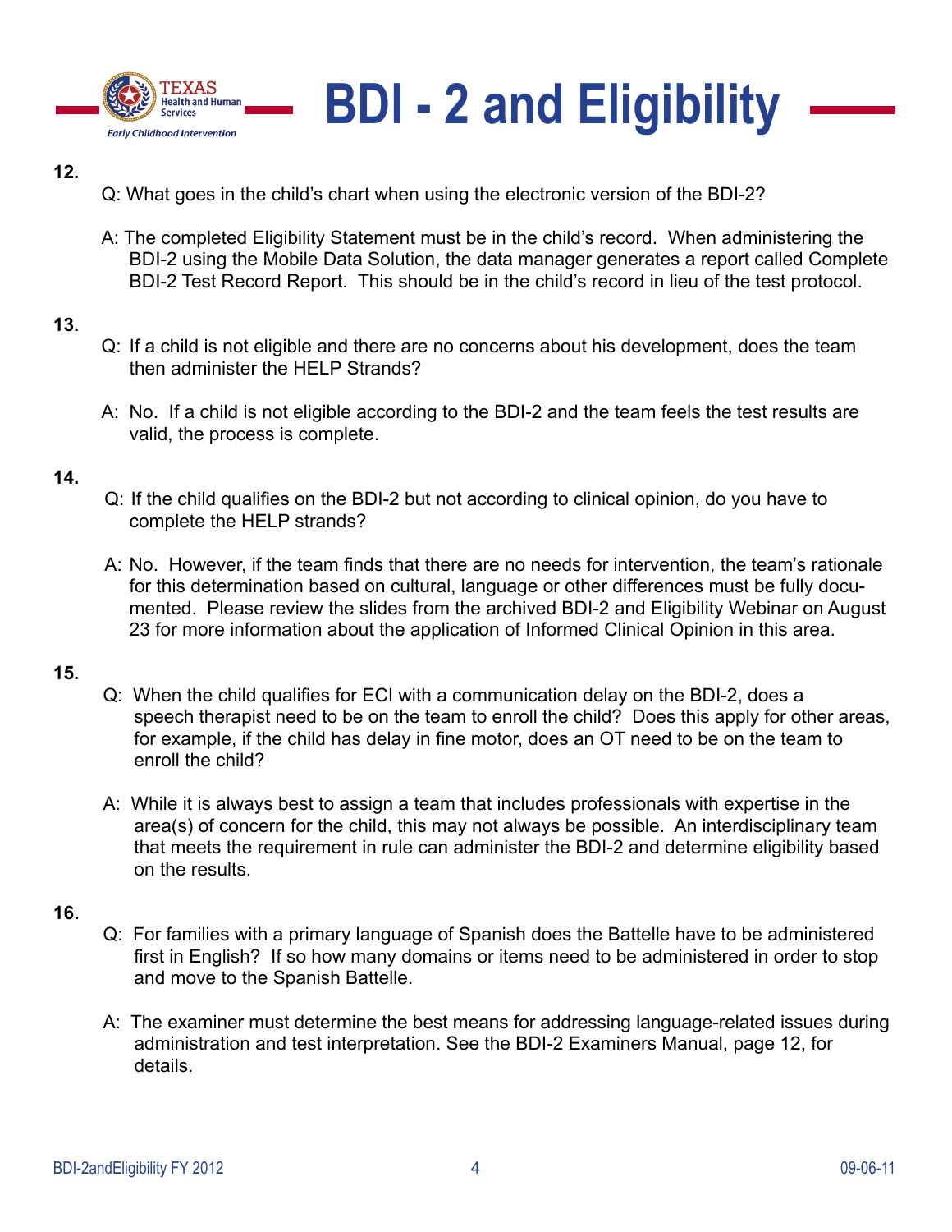# BDI - 2 and Eligibility

**12.**

Q: What goes in the child's chart when using the electronic version of the BDI-2?

A: The completed Eligibility Statement must be in the child's record. When administering the BDI-2 using the Mobile Data Solution, the data manager generates a report called Complete BDI-2 Test Record Report. This should be in the child's record in lieu of the test protocol.

**13.**

Q: If a child is not eligible and there are no concerns about his development, does the team then administer the HELP Strands?

A: No. If a child is not eligible according to the BDI-2 and the team feels the test results are valid, the process is complete.

**14.**

Q: If the child qualifies on the BDI-2 but not according to clinical opinion, do you have to complete the HELP strands?

A: No. However, if the team finds that there are no needs for intervention, the team's rationale for this determination based on cultural, language or other differences must be fully documented. Please review the slides from the archived BDI-2 and Eligibility Webinar on August 23 for more information about the application of Informed Clinical Opinion in this area.

**15.**

Q: When the child qualifies for ECI with a communication delay on the BDI-2, does a speech therapist need to be on the team to enroll the child? Does this apply for other areas, for example, if the child has delay in fine motor, does an OT need to be on the team to enroll the child?

A: While it is always best to assign a team that includes professionals with expertise in the area(s) of concern for the child, this may not always be possible. An interdisciplinary team that meets the requirement in rule can administer the BDI-2 and determine eligibility based on the results.

**16.**

Q: For families with a primary language of Spanish does the Battelle have to be administered first in English? If so how many domains or items need to be administered in order to stop and move to the Spanish Battelle.

A: The examiner must determine the best means for addressing language-related issues during administration and test interpretation. See the BDI-2 Examiners Manual, page 12, for details.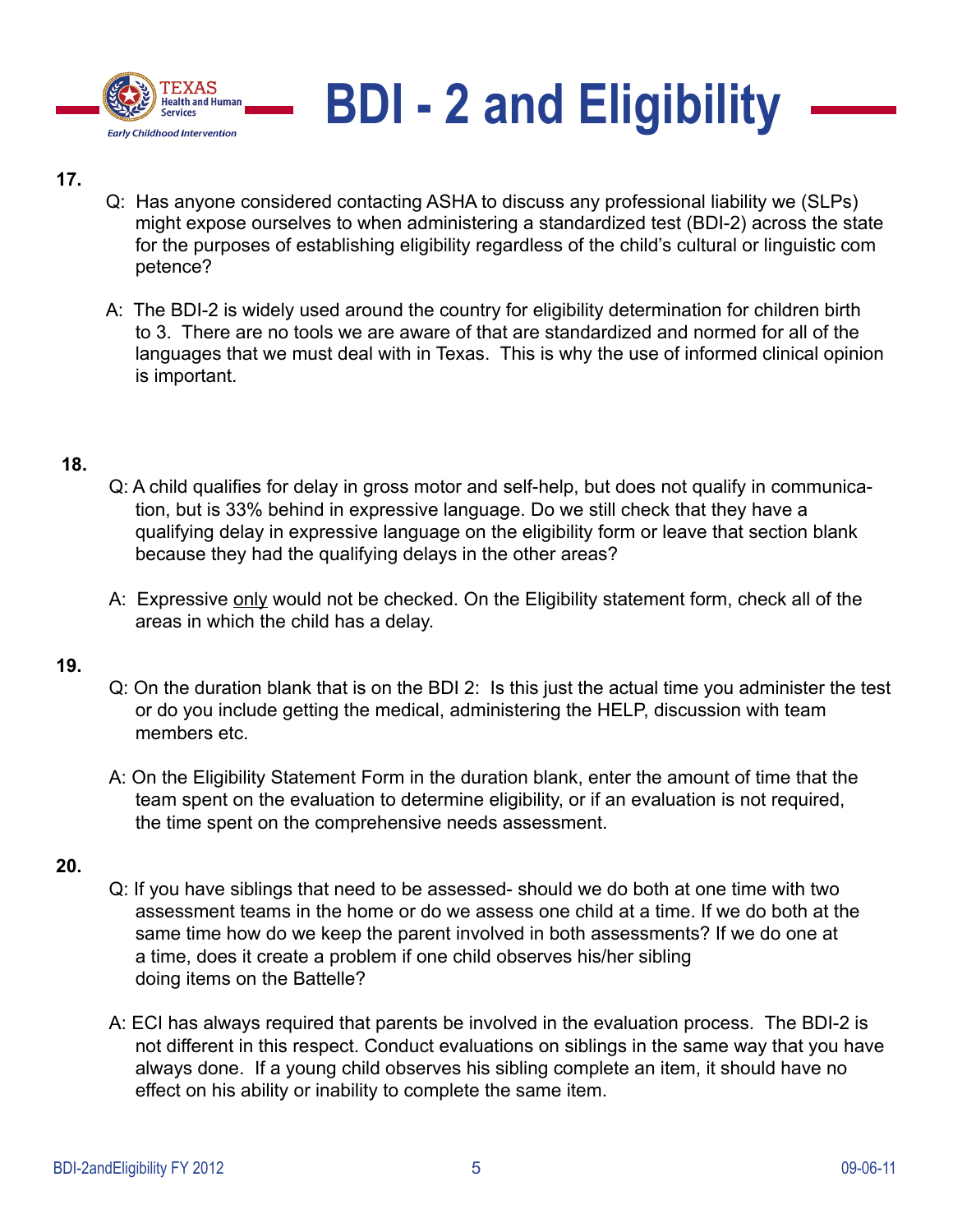# BDI - 2 and Eligibility

**17.**

Q: Has anyone considered contacting ASHA to discuss any professional liability we (SLPs) might expose ourselves to when administering a standardized test (BDI-2) across the state for the purposes of establishing eligibility regardless of the child's cultural or linguistic competence?

A: The BDI-2 is widely used around the country for eligibility determination for children birth to 3. There are no tools we are aware of that are standardized and normed for all of the languages that we must deal with in Texas. This is why the use of informed clinical opinion is important.

**18.**

Q: A child qualifies for delay in gross motor and self-help, but does not qualify in communication, but is 33% behind in expressive language. Do we still check that they have a qualifying delay in expressive language on the eligibility form or leave that section blank because they had the qualifying delays in the other areas?

A: Expressive <u>only</u> would not be checked. On the Eligibility statement form, check all of the areas in which the child has a delay.

**19.**

Q: On the duration blank that is on the BDI 2: Is this just the actual time you administer the test or do you include getting the medical, administering the HELP, discussion with team members etc.

A: On the Eligibility Statement Form in the duration blank, enter the amount of time that the team spent on the evaluation to determine eligibility, or if an evaluation is not required, the time spent on the comprehensive needs assessment.

**20.**

Q: If you have siblings that need to be assessed- should we do both at one time with two assessment teams in the home or do we assess one child at a time. If we do both at the same time how do we keep the parent involved in both assessments? If we do one at a time, does it create a problem if one child observes his/her sibling doing items on the Battelle?

A: ECI has always required that parents be involved in the evaluation process. The BDI-2 is not different in this respect. Conduct evaluations on siblings in the same way that you have always done. If a young child observes his sibling complete an item, it should have no effect on his ability or inability to complete the same item.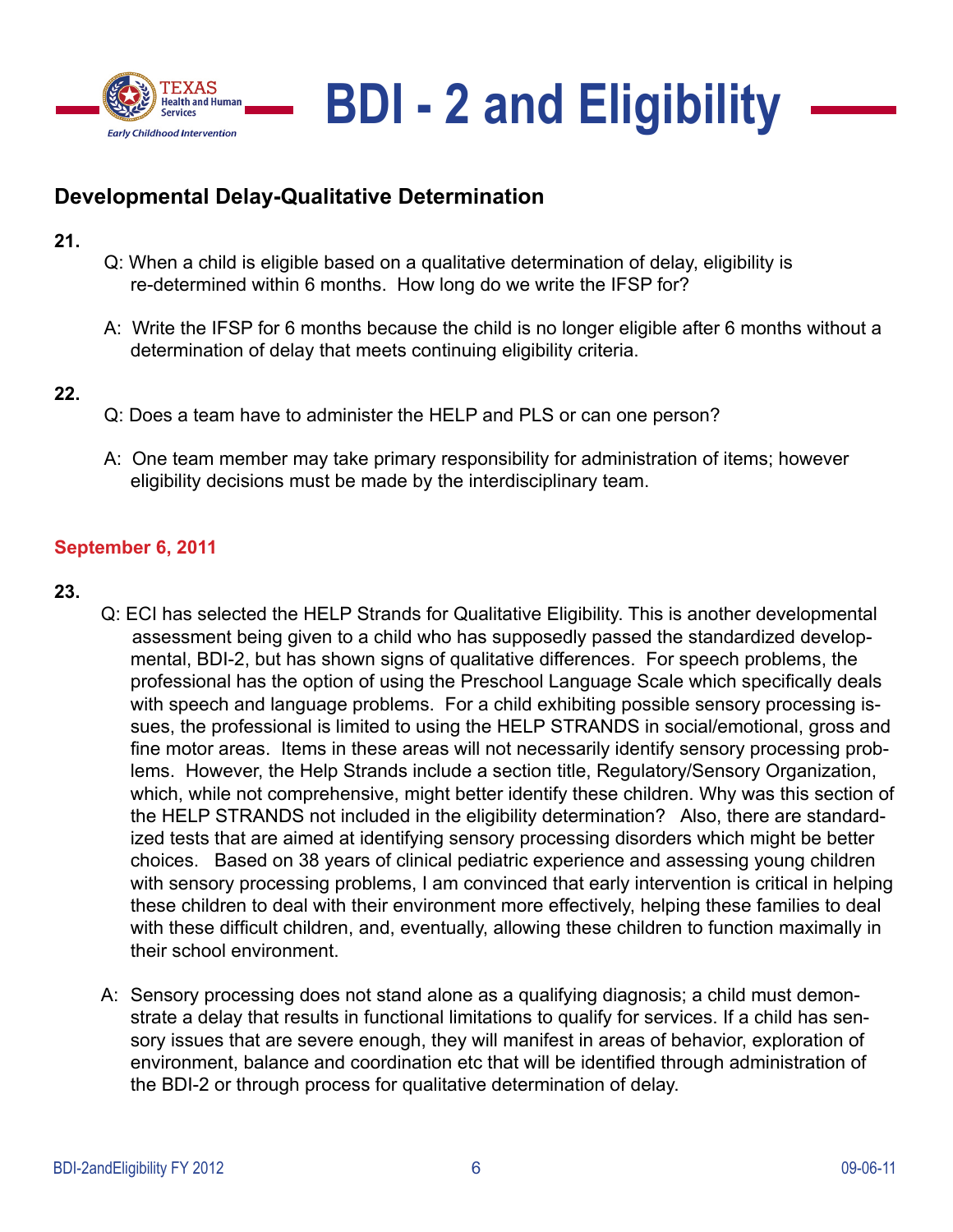## Developmental Delay-Qualitative Determination

**21.**

Q: When a child is eligible based on a qualitative determination of delay, eligibility is re-determined within 6 months. How long do we write the IFSP for?

A: Write the IFSP for 6 months because the child is no longer eligible after 6 months without a determination of delay that meets continuing eligibility criteria.

**22.**

Q: Does a team have to administer the HELP and PLS or can one person?

A: One team member may take primary responsibility for administration of items; however eligibility decisions must be made by the interdisciplinary team.

**September 6, 2011**

**23.**

Q: ECI has selected the HELP Strands for Qualitative Eligibility. This is another developmental assessment being given to a child who has supposedly passed the standardized developmental, BDI-2, but has shown signs of qualitative differences. For speech problems, the professional has the option of using the Preschool Language Scale which specifically deals with speech and language problems. For a child exhibiting possible sensory processing issues, the professional is limited to using the HELP STRANDS in social/emotional, gross and fine motor areas. Items in these areas will not necessarily identify sensory processing problems. However, the Help Strands include a section title, Regulatory/Sensory Organization, which, while not comprehensive, might better identify these children. Why was this section of the HELP STRANDS not included in the eligibility determination? Also, there are standardized tests that are aimed at identifying sensory processing disorders which might be better choices. Based on 38 years of clinical pediatric experience and assessing young children with sensory processing problems, I am convinced that early intervention is critical in helping these children to deal with their environment more effectively, helping these families to deal with these difficult children, and, eventually, allowing these children to function maximally in their school environment.

A: Sensory processing does not stand alone as a qualifying diagnosis; a child must demonstrate a delay that results in functional limitations to qualify for services. If a child has sensory issues that are severe enough, they will manifest in areas of behavior, exploration of environment, balance and coordination etc that will be identified through administration of the BDI-2 or through process for qualitative determination of delay.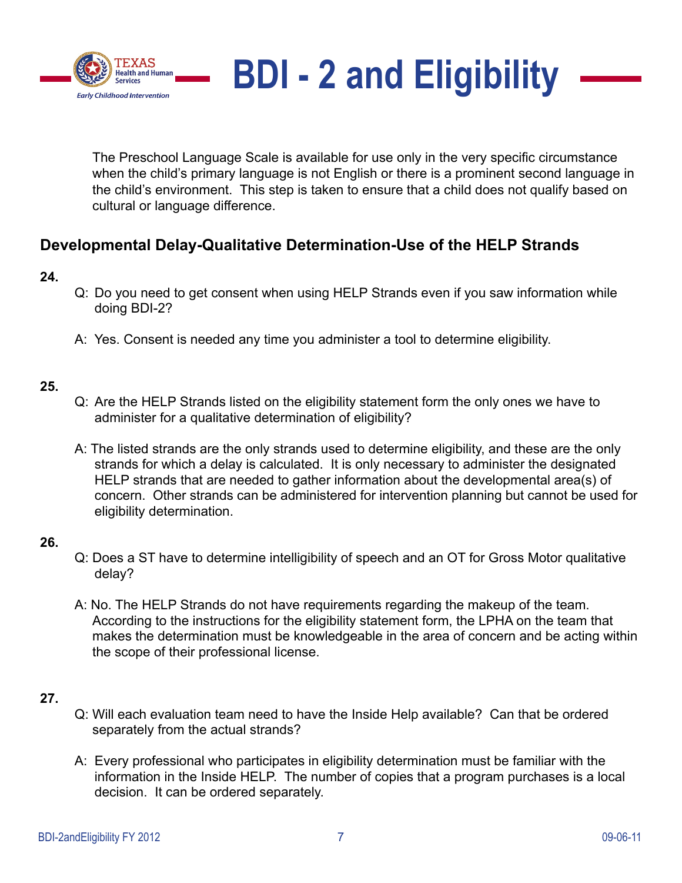The Preschool Language Scale is available for use only in the very specific circumstance when the child's primary language is not English or there is a prominent second language in the child's environment. This step is taken to ensure that a child does not qualify based on cultural or language difference.

## Developmental Delay-Qualitative Determination-Use of the HELP Strands

**24.**

Q: Do you need to get consent when using HELP Strands even if you saw information while doing BDI-2?

A: Yes. Consent is needed any time you administer a tool to determine eligibility.

**25.**

Q: Are the HELP Strands listed on the eligibility statement form the only ones we have to administer for a qualitative determination of eligibility?

A: The listed strands are the only strands used to determine eligibility, and these are the only strands for which a delay is calculated. It is only necessary to administer the designated HELP strands that are needed to gather information about the developmental area(s) of concern. Other strands can be administered for intervention planning but cannot be used for eligibility determination.

**26.**

Q: Does a ST have to determine intelligibility of speech and an OT for Gross Motor qualitative delay?

A: No. The HELP Strands do not have requirements regarding the makeup of the team. According to the instructions for the eligibility statement form, the LPHA on the team that makes the determination must be knowledgeable in the area of concern and be acting within the scope of their professional license.

**27.**

Q: Will each evaluation team need to have the Inside Help available? Can that be ordered separately from the actual strands?

A: Every professional who participates in eligibility determination must be familiar with the information in the Inside HELP. The number of copies that a program purchases is a local decision. It can be ordered separately.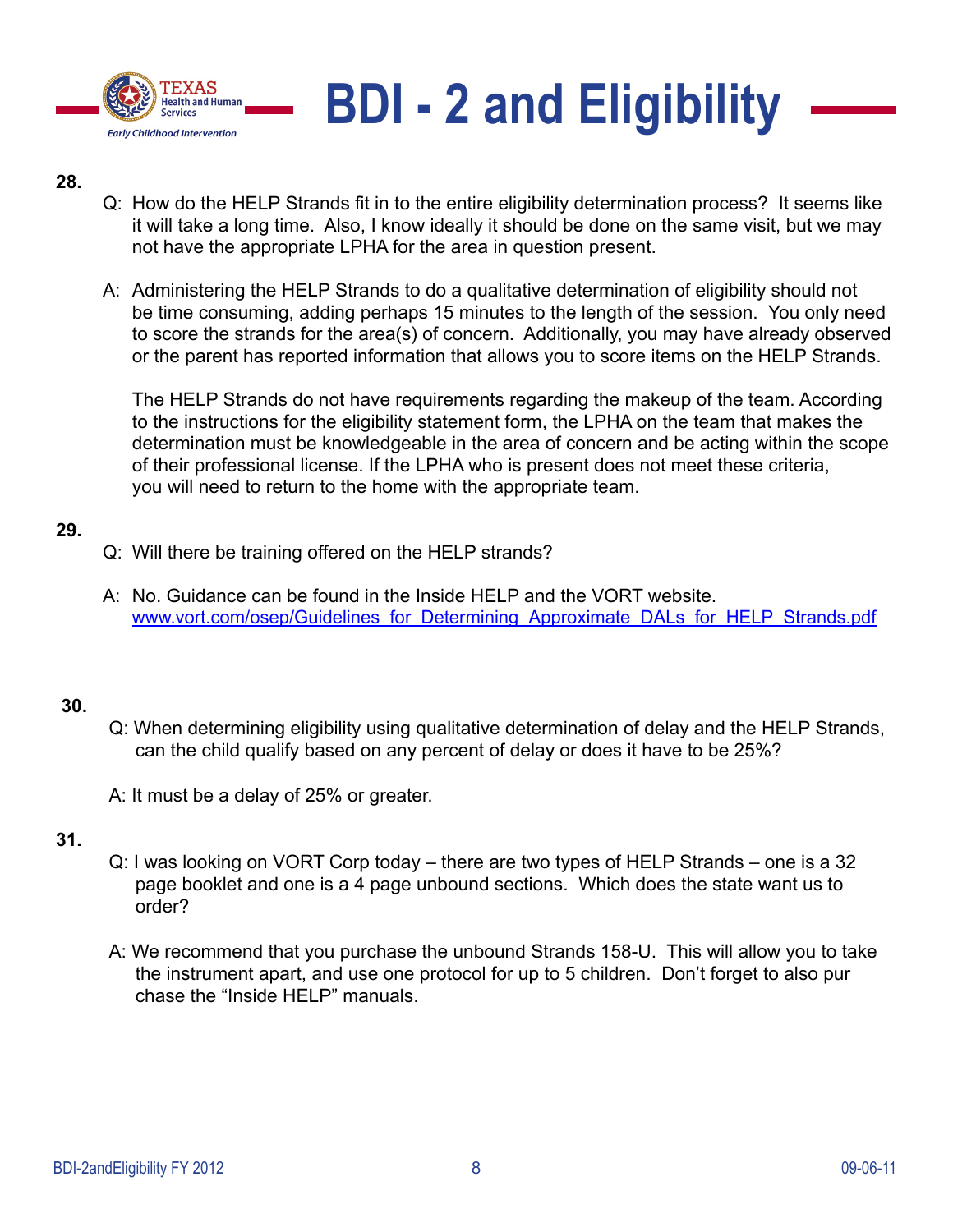# BDI - 2 and Eligibility

**28.**

Q: How do the HELP Strands fit in to the entire eligibility determination process? It seems like it will take a long time. Also, I know ideally it should be done on the same visit, but we may not have the appropriate LPHA for the area in question present.

A: Administering the HELP Strands to do a qualitative determination of eligibility should not be time consuming, adding perhaps 15 minutes to the length of the session. You only need to score the strands for the area(s) of concern. Additionally, you may have already observed or the parent has reported information that allows you to score items on the HELP Strands.

The HELP Strands do not have requirements regarding the makeup of the team. According to the instructions for the eligibility statement form, the LPHA on the team that makes the determination must be knowledgeable in the area of concern and be acting within the scope of their professional license. If the LPHA who is present does not meet these criteria, you will need to return to the home with the appropriate team.

**29.**

Q: Will there be training offered on the HELP strands?

A: No. Guidance can be found in the Inside HELP and the VORT website.
www.vort.com/osep/Guidelines_for_Determining_Approximate_DALs_for_HELP_Strands.pdf

**30.**

Q: When determining eligibility using qualitative determination of delay and the HELP Strands, can the child qualify based on any percent of delay or does it have to be 25%?

A: It must be a delay of 25% or greater.

**31.**

Q: I was looking on VORT Corp today – there are two types of HELP Strands – one is a 32 page booklet and one is a 4 page unbound sections. Which does the state want us to order?

A: We recommend that you purchase the unbound Strands 158-U. This will allow you to take the instrument apart, and use one protocol for up to 5 children. Don't forget to also pur chase the "Inside HELP" manuals.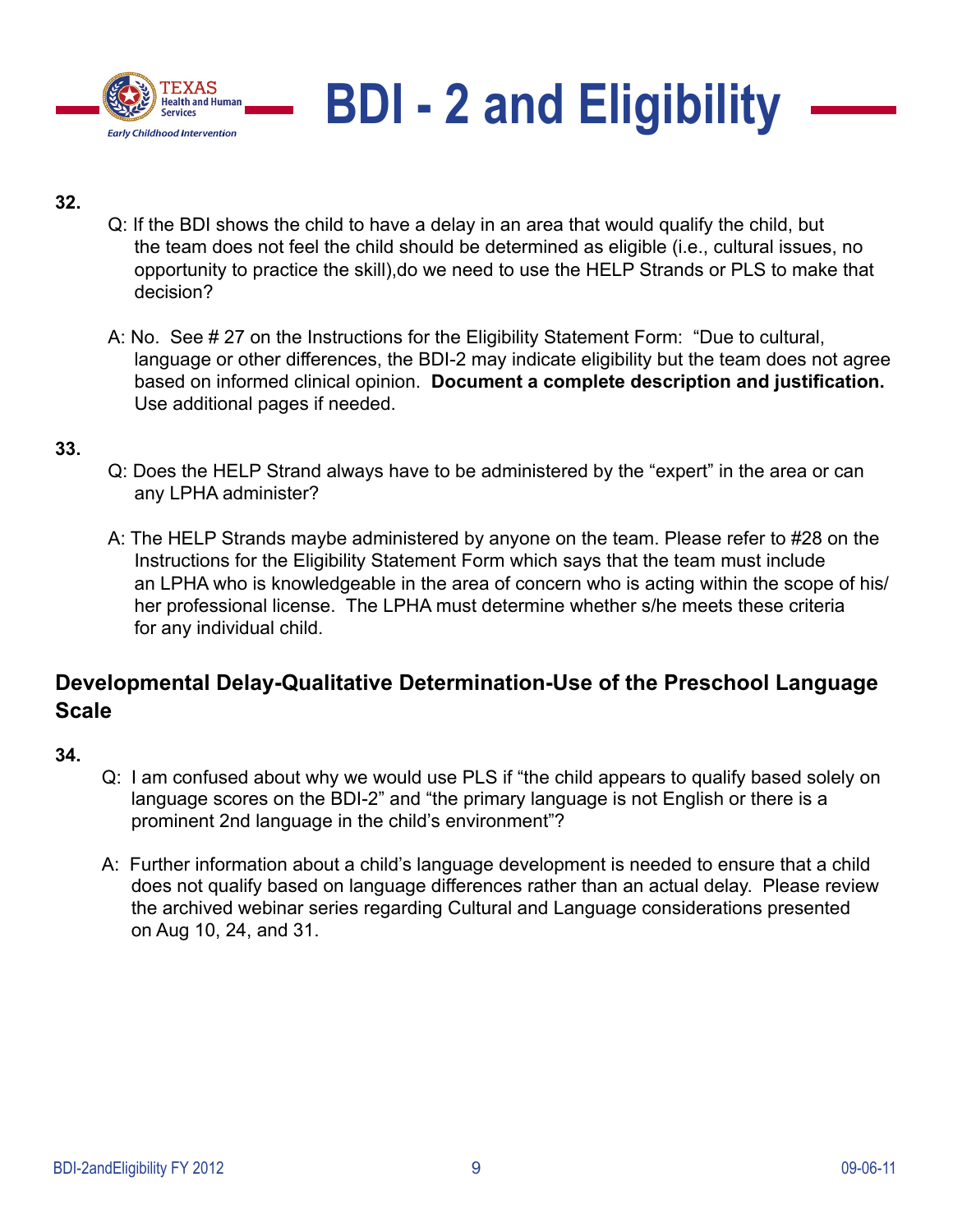# BDI - 2 and Eligibility

**32.**

Q: If the BDI shows the child to have a delay in an area that would qualify the child, but the team does not feel the child should be determined as eligible (i.e., cultural issues, no opportunity to practice the skill),do we need to use the HELP Strands or PLS to make that decision?

A: No. See # 27 on the Instructions for the Eligibility Statement Form: "Due to cultural, language or other differences, the BDI-2 may indicate eligibility but the team does not agree based on informed clinical opinion. **Document a complete description and justification.** Use additional pages if needed.

**33.**

Q: Does the HELP Strand always have to be administered by the "expert" in the area or can any LPHA administer?

A: The HELP Strands maybe administered by anyone on the team. Please refer to #28 on the Instructions for the Eligibility Statement Form which says that the team must include an LPHA who is knowledgeable in the area of concern who is acting within the scope of his/her professional license. The LPHA must determine whether s/he meets these criteria for any individual child.

## Developmental Delay-Qualitative Determination-Use of the Preschool Language Scale

**34.**

Q: I am confused about why we would use PLS if "the child appears to qualify based solely on language scores on the BDI-2" and "the primary language is not English or there is a prominent 2nd language in the child's environment"?

A: Further information about a child's language development is needed to ensure that a child does not qualify based on language differences rather than an actual delay. Please review the archived webinar series regarding Cultural and Language considerations presented on Aug 10, 24, and 31.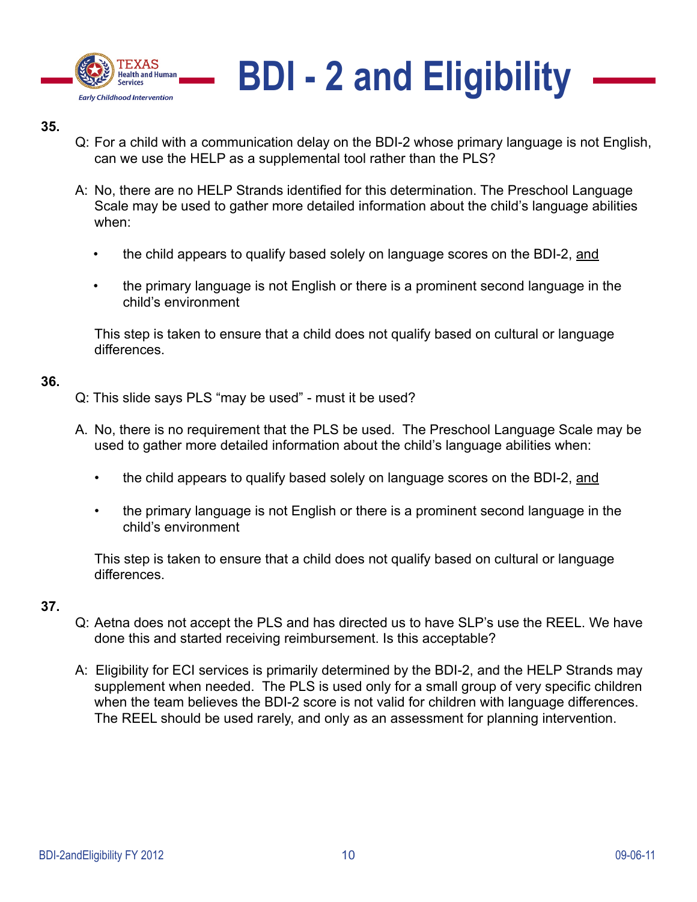# BDI - 2 and Eligibility

**35.**

Q: For a child with a communication delay on the BDI-2 whose primary language is not English, can we use the HELP as a supplemental tool rather than the PLS?

A: No, there are no HELP Strands identified for this determination. The Preschool Language Scale may be used to gather more detailed information about the child's language abilities when:

- the child appears to qualify based solely on language scores on the BDI-2, <u>and</u>
- the primary language is not English or there is a prominent second language in the child's environment

This step is taken to ensure that a child does not qualify based on cultural or language differences.

**36.**

Q: This slide says PLS "may be used" - must it be used?

A. No, there is no requirement that the PLS be used. The Preschool Language Scale may be used to gather more detailed information about the child's language abilities when:

- the child appears to qualify based solely on language scores on the BDI-2, <u>and</u>
- the primary language is not English or there is a prominent second language in the child's environment

This step is taken to ensure that a child does not qualify based on cultural or language differences.

**37.**

Q: Aetna does not accept the PLS and has directed us to have SLP's use the REEL. We have done this and started receiving reimbursement. Is this acceptable?

A: Eligibility for ECI services is primarily determined by the BDI-2, and the HELP Strands may supplement when needed. The PLS is used only for a small group of very specific children when the team believes the BDI-2 score is not valid for children with language differences. The REEL should be used rarely, and only as an assessment for planning intervention.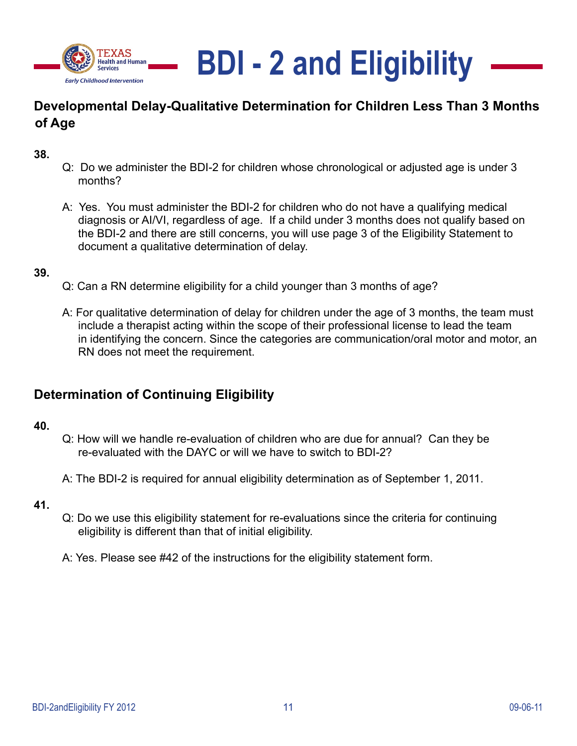# BDI - 2 and Eligibility

## Developmental Delay-Qualitative Determination for Children Less Than 3 Months of Age

**38.**

Q: Do we administer the BDI-2 for children whose chronological or adjusted age is under 3 months?

A: Yes. You must administer the BDI-2 for children who do not have a qualifying medical diagnosis or AI/VI, regardless of age. If a child under 3 months does not qualify based on the BDI-2 and there are still concerns, you will use page 3 of the Eligibility Statement to document a qualitative determination of delay.

**39.**

Q: Can a RN determine eligibility for a child younger than 3 months of age?

A: For qualitative determination of delay for children under the age of 3 months, the team must include a therapist acting within the scope of their professional license to lead the team in identifying the concern. Since the categories are communication/oral motor and motor, an RN does not meet the requirement.

## Determination of Continuing Eligibility

**40.**

Q: How will we handle re-evaluation of children who are due for annual? Can they be re-evaluated with the DAYC or will we have to switch to BDI-2?

A: The BDI-2 is required for annual eligibility determination as of September 1, 2011.

**41.**

Q: Do we use this eligibility statement for re-evaluations since the criteria for continuing eligibility is different than that of initial eligibility.

A: Yes. Please see #42 of the instructions for the eligibility statement form.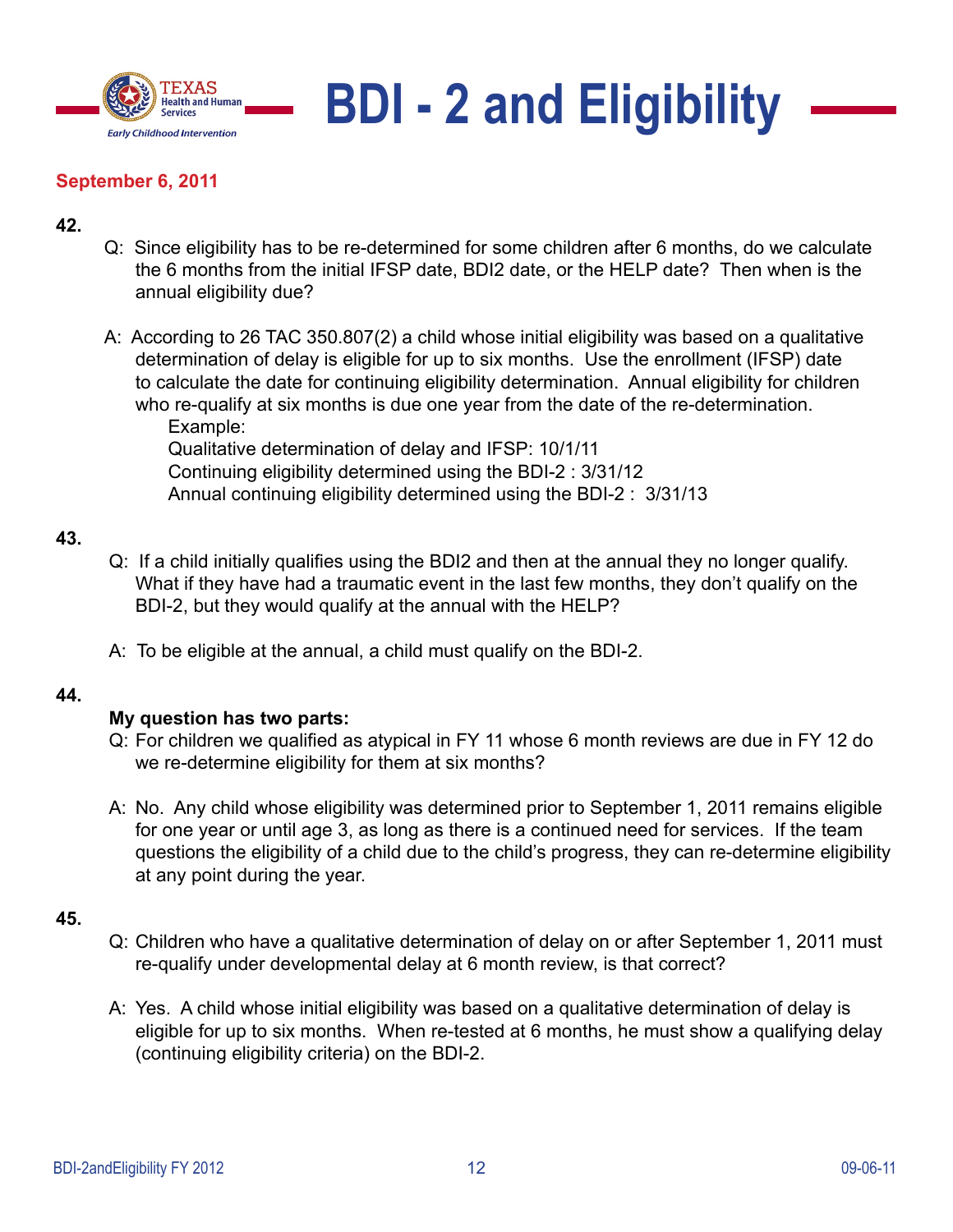# BDI - 2 and Eligibility

**September 6, 2011**

**42.**

Q: Since eligibility has to be re-determined for some children after 6 months, do we calculate the 6 months from the initial IFSP date, BDI2 date, or the HELP date? Then when is the annual eligibility due?

A: According to 26 TAC 350.807(2) a child whose initial eligibility was based on a qualitative determination of delay is eligible for up to six months. Use the enrollment (IFSP) date to calculate the date for continuing eligibility determination. Annual eligibility for children who re-qualify at six months is due one year from the date of the re-determination.

Example:
Qualitative determination of delay and IFSP: 10/1/11
Continuing eligibility determined using the BDI-2 : 3/31/12
Annual continuing eligibility determined using the BDI-2 : 3/31/13

**43.**

Q: If a child initially qualifies using the BDI2 and then at the annual they no longer qualify. What if they have had a traumatic event in the last few months, they don't qualify on the BDI-2, but they would qualify at the annual with the HELP?

A: To be eligible at the annual, a child must qualify on the BDI-2.

**44.**

**My question has two parts:**

Q: For children we qualified as atypical in FY 11 whose 6 month reviews are due in FY 12 do we re-determine eligibility for them at six months?

A: No. Any child whose eligibility was determined prior to September 1, 2011 remains eligible for one year or until age 3, as long as there is a continued need for services. If the team questions the eligibility of a child due to the child's progress, they can re-determine eligibility at any point during the year.

**45.**

Q: Children who have a qualitative determination of delay on or after September 1, 2011 must re-qualify under developmental delay at 6 month review, is that correct?

A: Yes. A child whose initial eligibility was based on a qualitative determination of delay is eligible for up to six months. When re-tested at 6 months, he must show a qualifying delay (continuing eligibility criteria) on the BDI-2.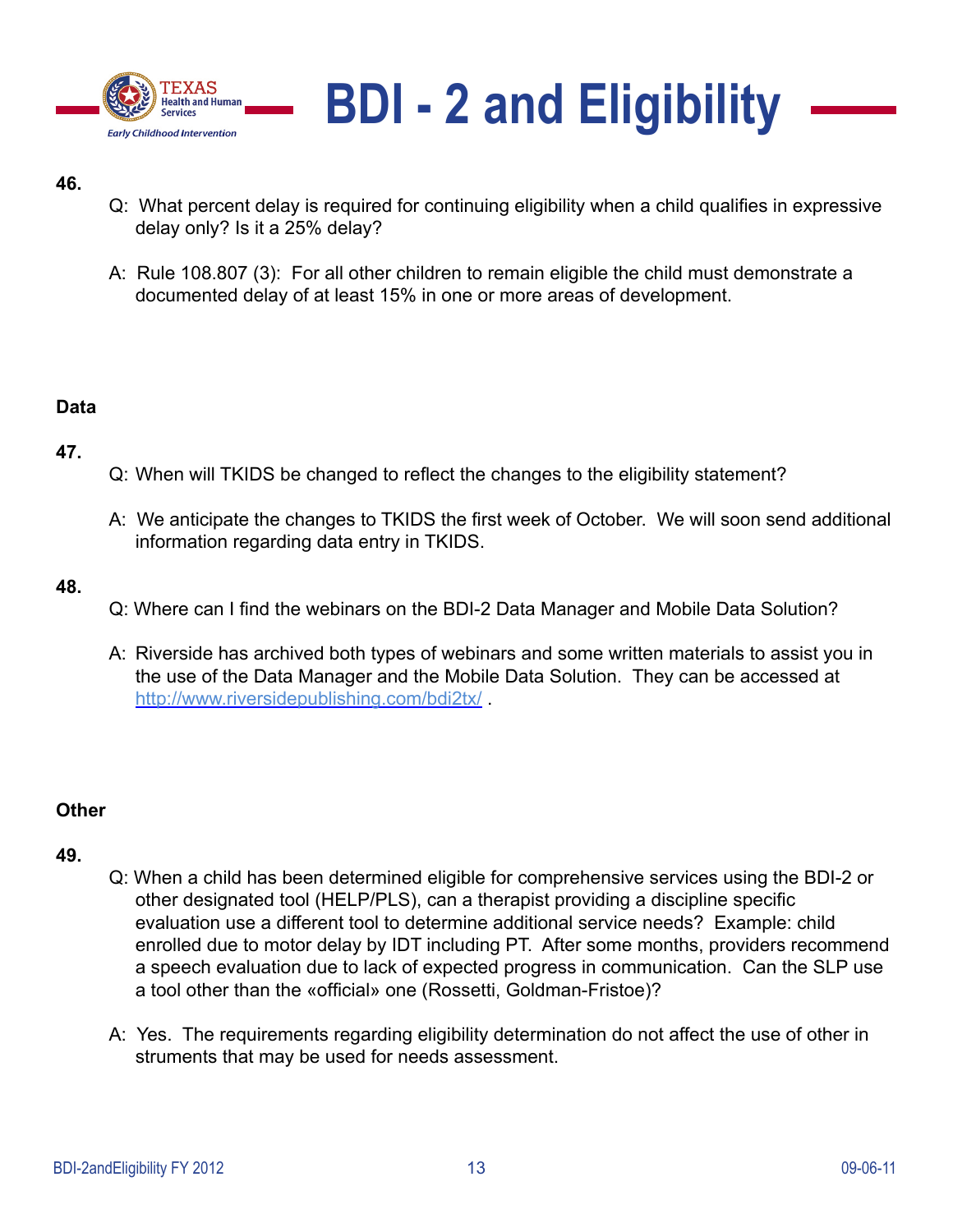# BDI - 2 and Eligibility

**46.**

Q: What percent delay is required for continuing eligibility when a child qualifies in expressive delay only? Is it a 25% delay?

A: Rule 108.807 (3): For all other children to remain eligible the child must demonstrate a documented delay of at least 15% in one or more areas of development.

**Data**

**47.**

Q: When will TKIDS be changed to reflect the changes to the eligibility statement?

A: We anticipate the changes to TKIDS the first week of October. We will soon send additional information regarding data entry in TKIDS.

**48.**

Q: Where can I find the webinars on the BDI-2 Data Manager and Mobile Data Solution?

A: Riverside has archived both types of webinars and some written materials to assist you in the use of the Data Manager and the Mobile Data Solution. They can be accessed at [http://www.riversidepublishing.com/bdi2tx/](http://www.riversidepublishing.com/bdi2tx/) .

**Other**

**49.**

Q: When a child has been determined eligible for comprehensive services using the BDI-2 or other designated tool (HELP/PLS), can a therapist providing a discipline specific evaluation use a different tool to determine additional service needs? Example: child enrolled due to motor delay by IDT including PT. After some months, providers recommend a speech evaluation due to lack of expected progress in communication. Can the SLP use a tool other than the «official» one (Rossetti, Goldman-Fristoe)?

A: Yes. The requirements regarding eligibility determination do not affect the use of other in struments that may be used for needs assessment.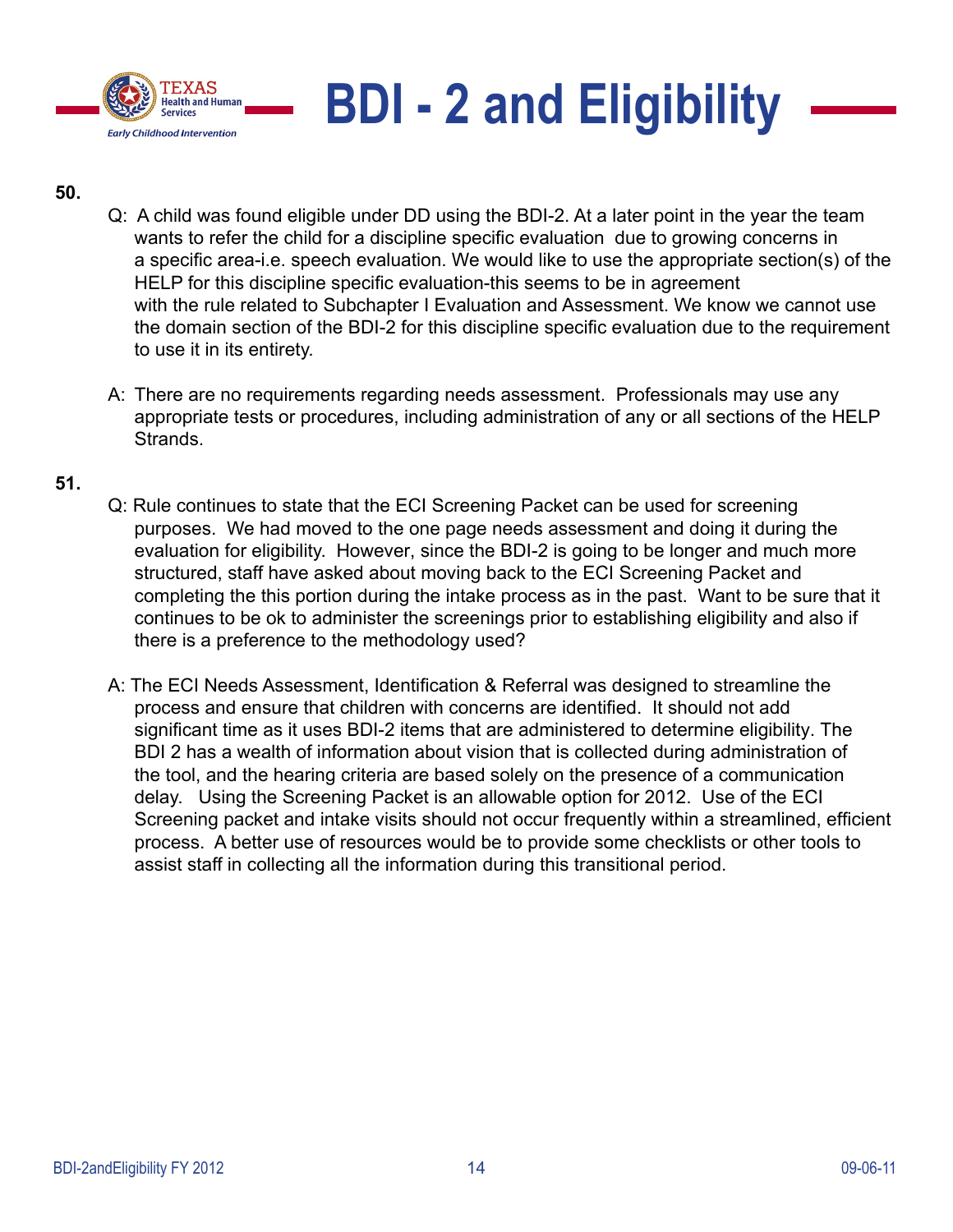# BDI - 2 and Eligibility

**50.**

Q: A child was found eligible under DD using the BDI-2. At a later point in the year the team wants to refer the child for a discipline specific evaluation due to growing concerns in a specific area-i.e. speech evaluation. We would like to use the appropriate section(s) of the HELP for this discipline specific evaluation-this seems to be in agreement with the rule related to Subchapter I Evaluation and Assessment. We know we cannot use the domain section of the BDI-2 for this discipline specific evaluation due to the requirement to use it in its entirety.

A: There are no requirements regarding needs assessment. Professionals may use any appropriate tests or procedures, including administration of any or all sections of the HELP Strands.

**51.**

Q: Rule continues to state that the ECI Screening Packet can be used for screening purposes. We had moved to the one page needs assessment and doing it during the evaluation for eligibility. However, since the BDI-2 is going to be longer and much more structured, staff have asked about moving back to the ECI Screening Packet and completing the this portion during the intake process as in the past. Want to be sure that it continues to be ok to administer the screenings prior to establishing eligibility and also if there is a preference to the methodology used?

A: The ECI Needs Assessment, Identification & Referral was designed to streamline the process and ensure that children with concerns are identified. It should not add significant time as it uses BDI-2 items that are administered to determine eligibility. The BDI 2 has a wealth of information about vision that is collected during administration of the tool, and the hearing criteria are based solely on the presence of a communication delay. Using the Screening Packet is an allowable option for 2012. Use of the ECI Screening packet and intake visits should not occur frequently within a streamlined, efficient process. A better use of resources would be to provide some checklists or other tools to assist staff in collecting all the information during this transitional period.